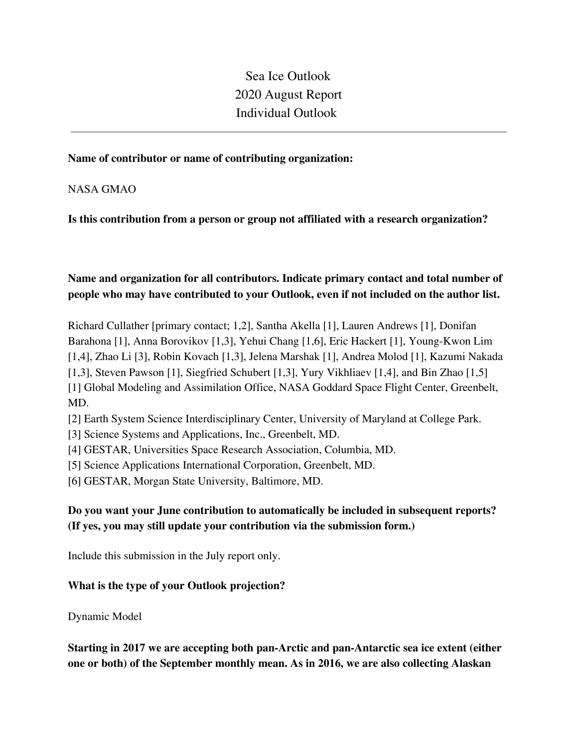# Sea Ice Outlook
# 2020 August Report
# Individual Outlook

---

**Name of contributor or name of contributing organization:**

NASA GMAO

**Is this contribution from a person or group not affiliated with a research organization?**

**Name and organization for all contributors. Indicate primary contact and total number of people who may have contributed to your Outlook, even if not included on the author list.**

Richard Cullather [primary contact; 1,2], Santha Akella [1], Lauren Andrews [1], Donifan Barahona [1], Anna Borovikov [1,3], Yehui Chang [1,6], Eric Hackert [1], Young-Kwon Lim [1,4], Zhao Li [3], Robin Kovach [1,3], Jelena Marshak [1], Andrea Molod [1], Kazumi Nakada [1,3], Steven Pawson [1], Siegfried Schubert [1,3], Yury Vikhliaev [1,4], and Bin Zhao [1,5]

[1] Global Modeling and Assimilation Office, NASA Goddard Space Flight Center, Greenbelt, MD.

[2] Earth System Science Interdisciplinary Center, University of Maryland at College Park.

[3] Science Systems and Applications, Inc., Greenbelt, MD.

[4] GESTAR, Universities Space Research Association, Columbia, MD.

[5] Science Applications International Corporation, Greenbelt, MD.

[6] GESTAR, Morgan State University, Baltimore, MD.

**Do you want your June contribution to automatically be included in subsequent reports? (If yes, you may still update your contribution via the submission form.)**

Include this submission in the July report only.

**What is the type of your Outlook projection?**

Dynamic Model

**Starting in 2017 we are accepting both pan-Arctic and pan-Antarctic sea ice extent (either one or both) of the September monthly mean. As in 2016, we are also collecting Alaskan**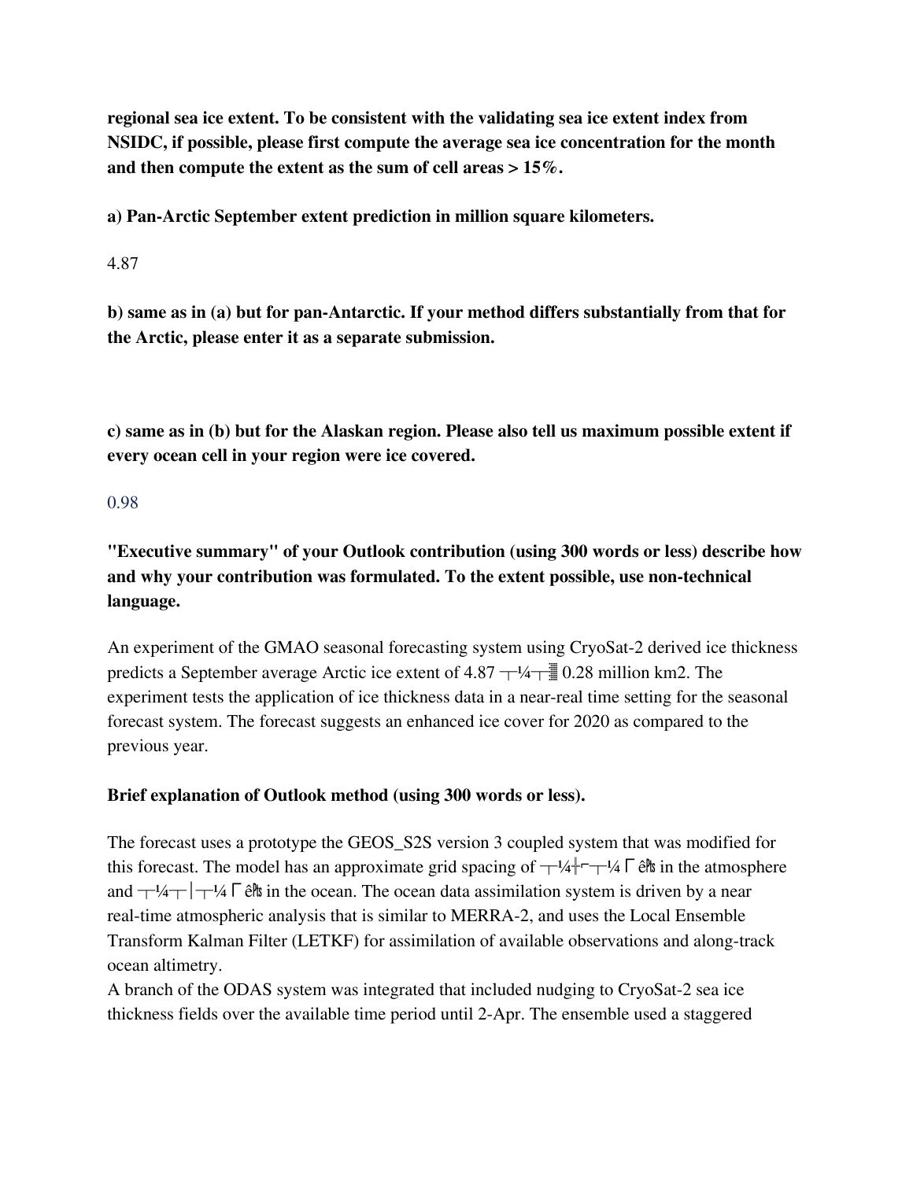**regional sea ice extent. To be consistent with the validating sea ice extent index from NSIDC, if possible, please first compute the average sea ice concentration for the month and then compute the extent as the sum of cell areas > 15%.**

**a) Pan-Arctic September extent prediction in million square kilometers.**

4.87

**b) same as in (a) but for pan-Antarctic. If your method differs substantially from that for the Arctic, please enter it as a separate submission.**

**c) same as in (b) but for the Alaskan region. Please also tell us maximum possible extent if every ocean cell in your region were ice covered.**

0.98

**"Executive summary" of your Outlook contribution (using 300 words or less) describe how and why your contribution was formulated. To the extent possible, use non-technical language.**

An experiment of the GMAO seasonal forecasting system using CryoSat-2 derived ice thickness predicts a September average Arctic ice extent of 4.87 ┬¼┬▒ 0.28 million km2. The experiment tests the application of ice thickness data in a near-real time setting for the seasonal forecast system. The forecast suggests an enhanced ice cover for 2020 as compared to the previous year.

**Brief explanation of Outlook method (using 300 words or less).**

The forecast uses a prototype the GEOS_S2S version 3 coupled system that was modified for this forecast. The model has an approximate grid spacing of ┬¼╞┬¼┌ê℞ in the atmosphere and ┬¼┬│┬¼┌ê℞ in the ocean. The ocean data assimilation system is driven by a near real-time atmospheric analysis that is similar to MERRA-2, and uses the Local Ensemble Transform Kalman Filter (LETKF) for assimilation of available observations and along-track ocean altimetry.
A branch of the ODAS system was integrated that included nudging to CryoSat-2 sea ice thickness fields over the available time period until 2-Apr. The ensemble used a staggered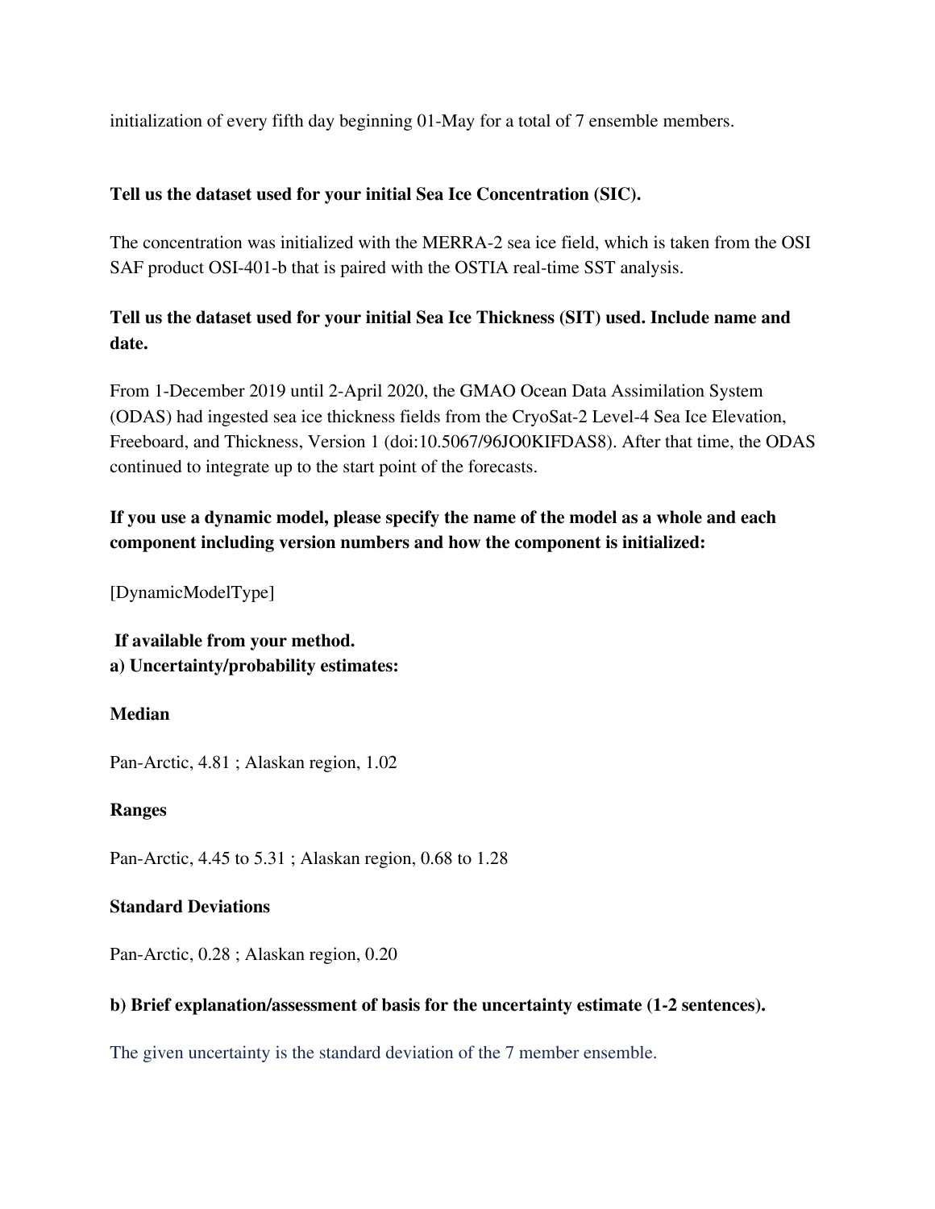initialization of every fifth day beginning 01-May for a total of 7 ensemble members.

**Tell us the dataset used for your initial Sea Ice Concentration (SIC).**

The concentration was initialized with the MERRA-2 sea ice field, which is taken from the OSI SAF product OSI-401-b that is paired with the OSTIA real-time SST analysis.

**Tell us the dataset used for your initial Sea Ice Thickness (SIT) used. Include name and date.**

From 1-December 2019 until 2-April 2020, the GMAO Ocean Data Assimilation System (ODAS) had ingested sea ice thickness fields from the CryoSat-2 Level-4 Sea Ice Elevation, Freeboard, and Thickness, Version 1 (doi:10.5067/96JO0KIFDAS8). After that time, the ODAS continued to integrate up to the start point of the forecasts.

**If you use a dynamic model, please specify the name of the model as a whole and each component including version numbers and how the component is initialized:**

[DynamicModelType]

**If available from your method.**
**a) Uncertainty/probability estimates:**

**Median**

Pan-Arctic, 4.81 ; Alaskan region, 1.02

**Ranges**

Pan-Arctic, 4.45 to 5.31 ; Alaskan region, 0.68 to 1.28

**Standard Deviations**

Pan-Arctic, 0.28 ; Alaskan region, 0.20

**b) Brief explanation/assessment of basis for the uncertainty estimate (1-2 sentences).**

The given uncertainty is the standard deviation of the 7 member ensemble.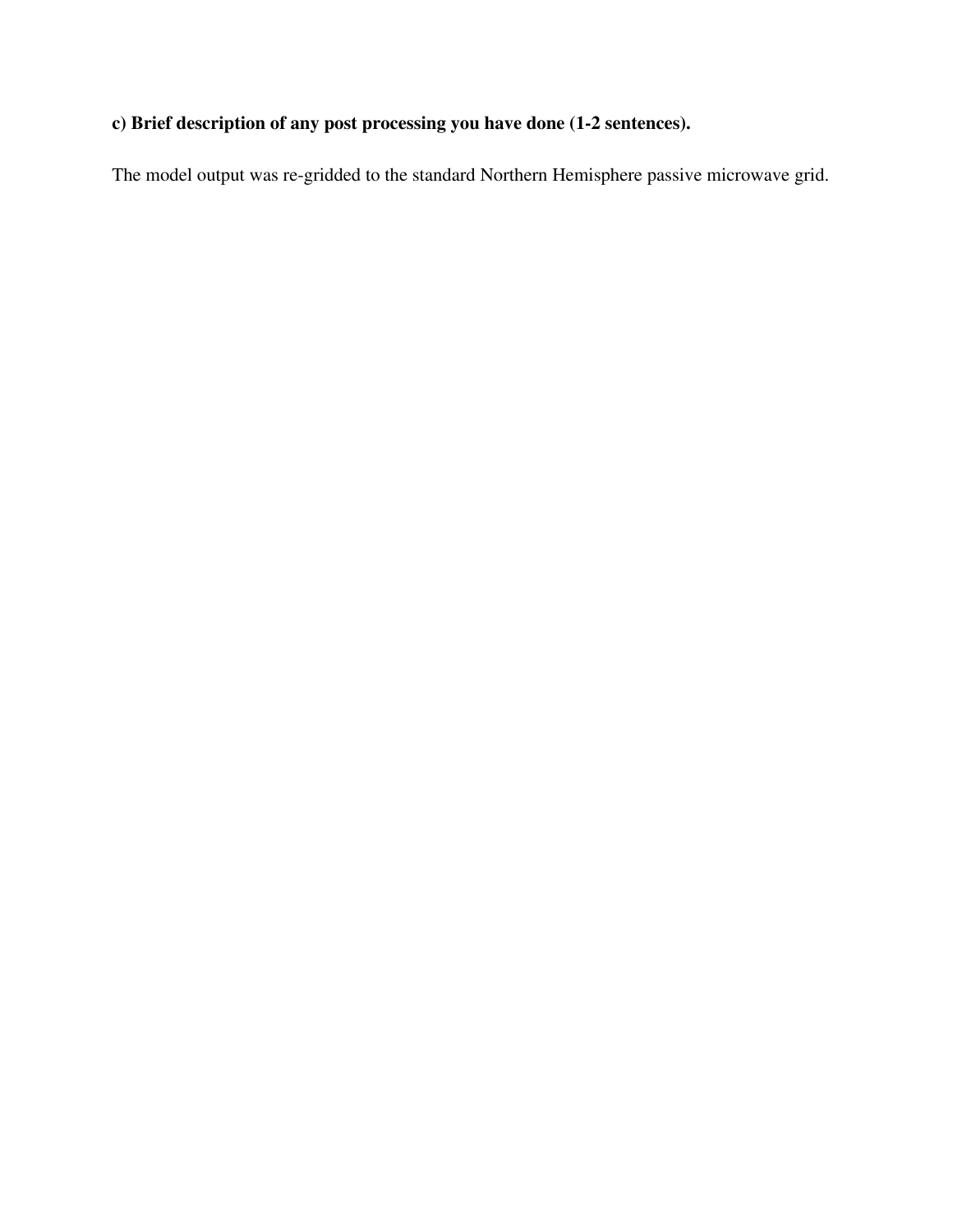**c) Brief description of any post processing you have done (1-2 sentences).**

The model output was re-gridded to the standard Northern Hemisphere passive microwave grid.